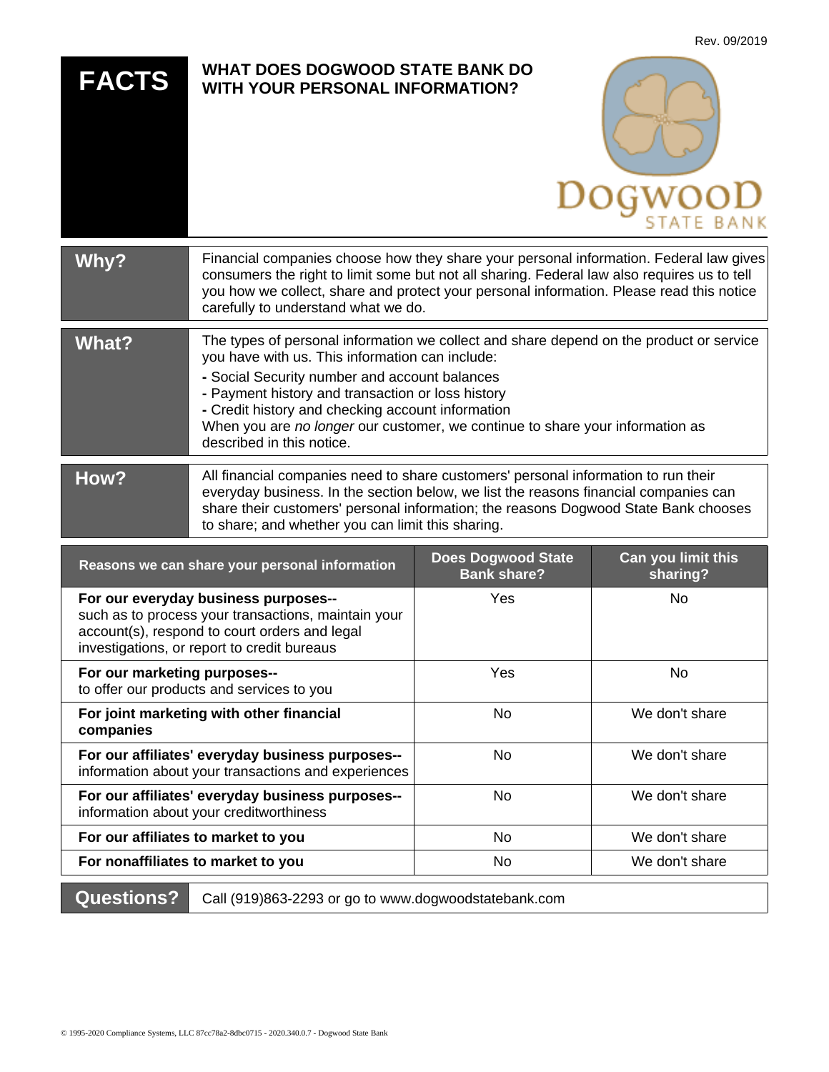Rev. 09/2019

# FACTS — WHAT DOES DOGWOOD STATE BANK DO WITH YOUR PERSONAL INFORMATION?

## Why?

Financial companies choose how they share your personal information. Federal law gives consumers the right to limit some but not all sharing. Federal law also requires us to tell you how we collect, share and protect your personal information. Please read this notice carefully to understand what we do.

## What?

The types of personal information we collect and share depend on the product or service you have with us. This information can include:

- Social Security number and account balances
- Payment history and transaction or loss history
- Credit history and checking account information

When you are *no longer* our customer, we continue to share your information as described in this notice.

## How?

All financial companies need to share customers' personal information to run their everyday business. In the section below, we list the reasons financial companies can share their customers' personal information; the reasons Dogwood State Bank chooses to share; and whether you can limit this sharing.

| Reasons we can share your personal information | Does Dogwood State Bank share? | Can you limit this sharing? |
|---|---|---|
| **For our everyday business purposes--** such as to process your transactions, maintain your account(s), respond to court orders and legal investigations, or report to credit bureaus | Yes | No |
| **For our marketing purposes--** to offer our products and services to you | Yes | No |
| **For joint marketing with other financial companies** | No | We don't share |
| **For our affiliates' everyday business purposes--** information about your transactions and experiences | No | We don't share |
| **For our affiliates' everyday business purposes--** information about your creditworthiness | No | We don't share |
| **For our affiliates to market to you** | No | We don't share |
| **For nonaffiliates to market to you** | No | We don't share |

## Questions?

Call (919)863-2293 or go to www.dogwoodstatebank.com

© 1995-2020 Compliance Systems, LLC 87cc78a2-8dbc0715 - 2020.340.0.7 - Dogwood State Bank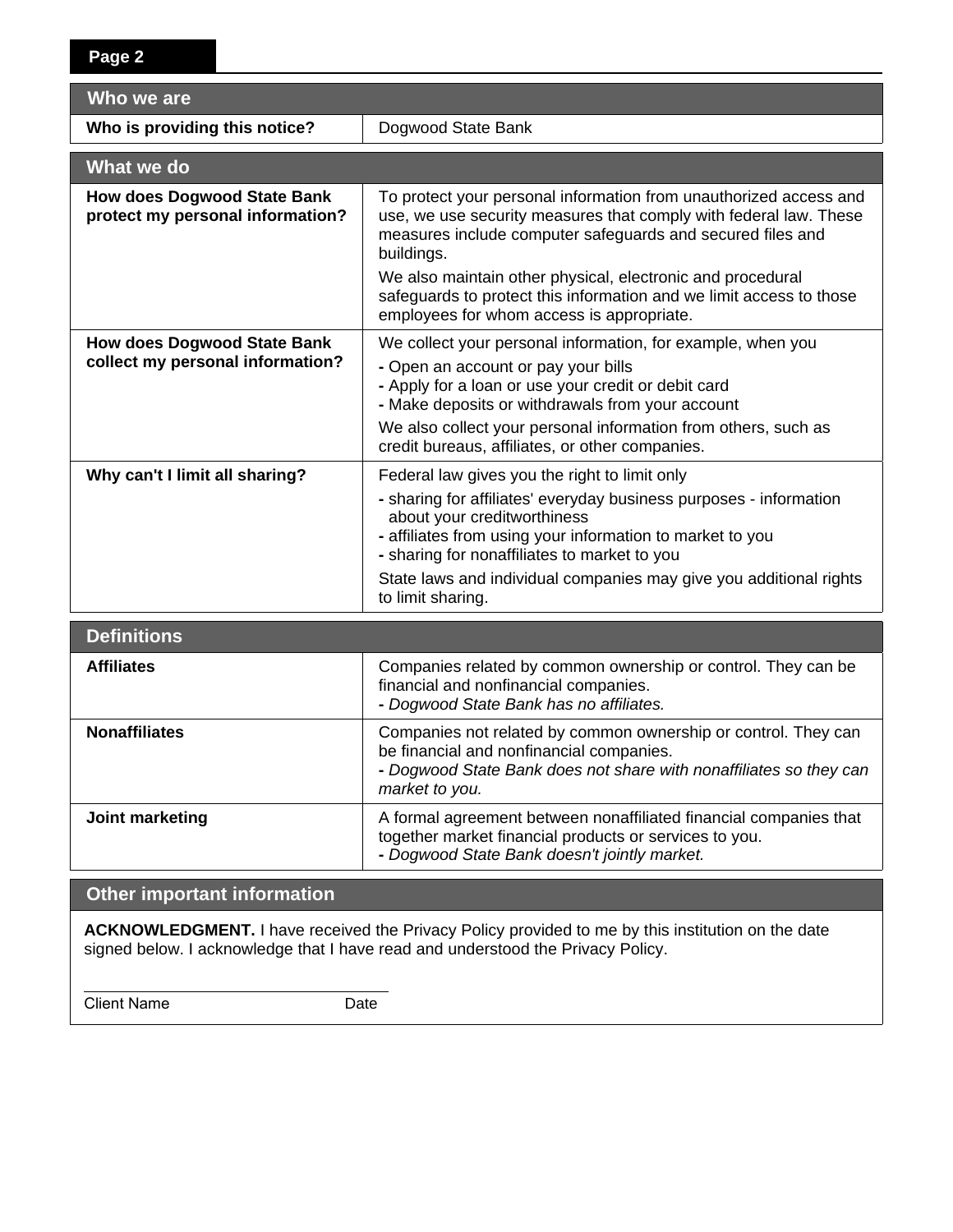## Who we are

| | |
|---|---|
| **Who is providing this notice?** | Dogwood State Bank |

## What we do

| | |
|---|---|
| **How does Dogwood State Bank protect my personal information?** | To protect your personal information from unauthorized access and use, we use security measures that comply with federal law. These measures include computer safeguards and secured files and buildings.<br><br>We also maintain other physical, electronic and procedural safeguards to protect this information and we limit access to those employees for whom access is appropriate. |
| **How does Dogwood State Bank collect my personal information?** | We collect your personal information, for example, when you<br><br>**-** Open an account or pay your bills<br>**-** Apply for a loan or use your credit or debit card<br>**-** Make deposits or withdrawals from your account<br><br>We also collect your personal information from others, such as credit bureaus, affiliates, or other companies. |
| **Why can't I limit all sharing?** | Federal law gives you the right to limit only<br><br>**-** sharing for affiliates' everyday business purposes - information about your creditworthiness<br>**-** affiliates from using your information to market to you<br>**-** sharing for nonaffiliates to market to you<br><br>State laws and individual companies may give you additional rights to limit sharing. |

## Definitions

| | |
|---|---|
| **Affiliates** | Companies related by common ownership or control. They can be financial and nonfinancial companies.<br>**-** *Dogwood State Bank has no affiliates.* |
| **Nonaffiliates** | Companies not related by common ownership or control. They can be financial and nonfinancial companies.<br>**-** *Dogwood State Bank does not share with nonaffiliates so they can market to you.* |
| **Joint marketing** | A formal agreement between nonaffiliated financial companies that together market financial products or services to you.<br>**-** *Dogwood State Bank doesn't jointly market.* |

## Other important information

**ACKNOWLEDGMENT.** I have received the Privacy Policy provided to me by this institution on the date signed below. I acknowledge that I have read and understood the Privacy Policy.

\_\_\_\_\_\_\_\_\_\_\_\_\_\_\_\_\_\_\_\_\_\_\_\_\_\_\_\_\_\_\_\_\_\_\_\_\_\_\_\_

Client Name Date